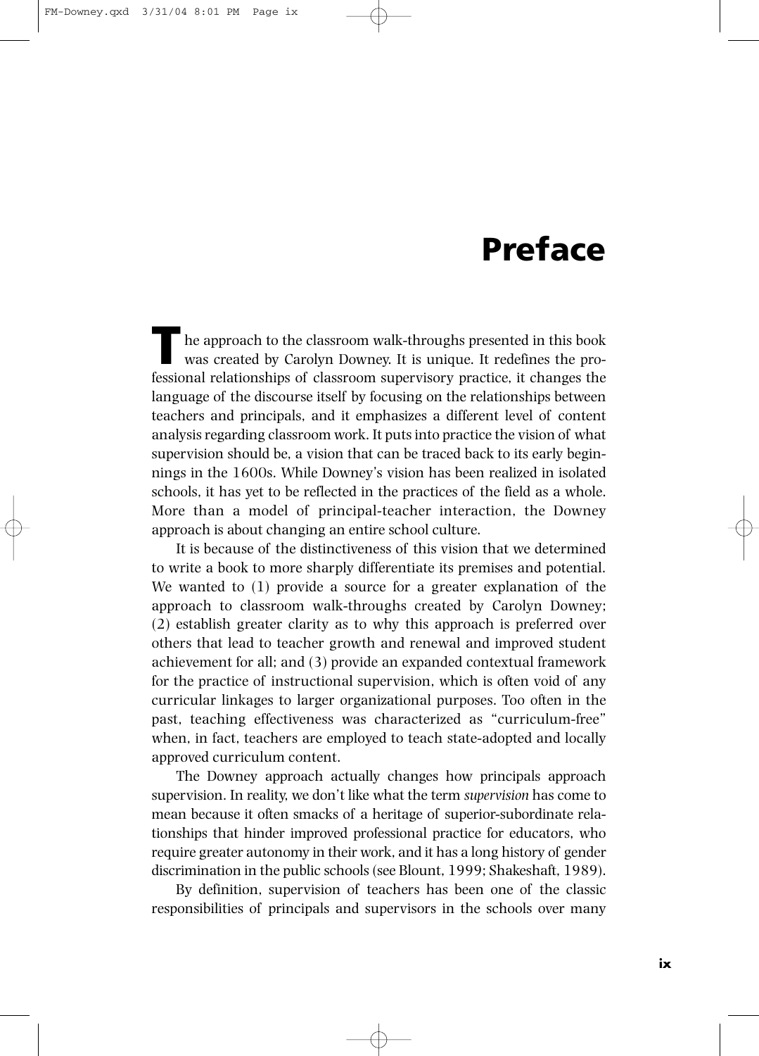# Preface

The approach to the classroom walk-throughs presented in this book was created by Carolyn Downey. It is unique. It redefines the professional relationships of classroom supervisory practice, it changes the language of the discourse itself by focusing on the relationships between teachers and principals, and it emphasizes a different level of content analysis regarding classroom work. It puts into practice the vision of what supervision should be, a vision that can be traced back to its early beginnings in the 1600s. While Downey's vision has been realized in isolated schools, it has yet to be reflected in the practices of the field as a whole. More than a model of principal-teacher interaction, the Downey approach is about changing an entire school culture.

It is because of the distinctiveness of this vision that we determined to write a book to more sharply differentiate its premises and potential. We wanted to (1) provide a source for a greater explanation of the approach to classroom walk-throughs created by Carolyn Downey; (2) establish greater clarity as to why this approach is preferred over others that lead to teacher growth and renewal and improved student achievement for all; and (3) provide an expanded contextual framework for the practice of instructional supervision, which is often void of any curricular linkages to larger organizational purposes. Too often in the past, teaching effectiveness was characterized as "curriculum-free" when, in fact, teachers are employed to teach state-adopted and locally approved curriculum content.

The Downey approach actually changes how principals approach supervision. In reality, we don't like what the term *supervision* has come to mean because it often smacks of a heritage of superior-subordinate relationships that hinder improved professional practice for educators, who require greater autonomy in their work, and it has a long history of gender discrimination in the public schools (see Blount, 1999; Shakeshaft, 1989).

By definition, supervision of teachers has been one of the classic responsibilities of principals and supervisors in the schools over many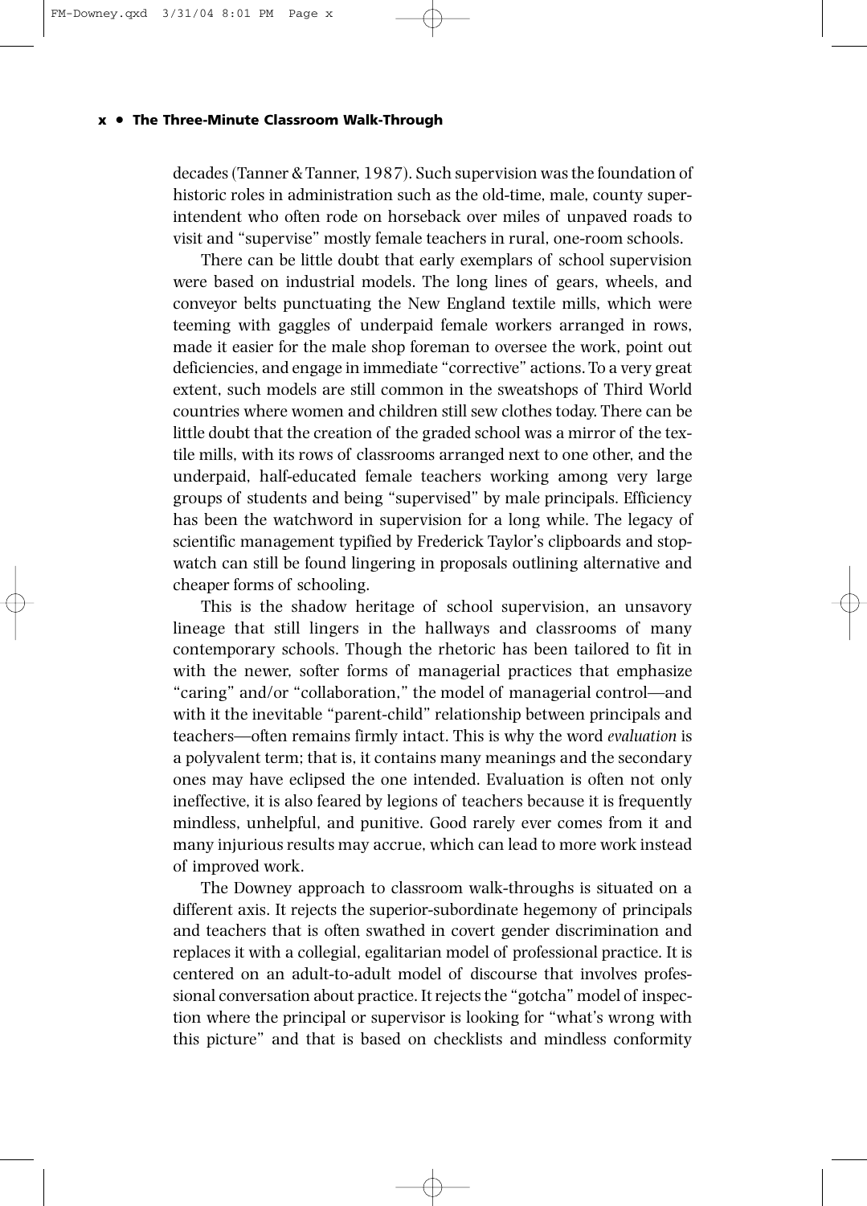decades (Tanner & Tanner, 1987). Such supervision was the foundation of historic roles in administration such as the old-time, male, county superintendent who often rode on horseback over miles of unpaved roads to visit and "supervise" mostly female teachers in rural, one-room schools.

There can be little doubt that early exemplars of school supervision were based on industrial models. The long lines of gears, wheels, and conveyor belts punctuating the New England textile mills, which were teeming with gaggles of underpaid female workers arranged in rows, made it easier for the male shop foreman to oversee the work, point out deficiencies, and engage in immediate "corrective" actions. To a very great extent, such models are still common in the sweatshops of Third World countries where women and children still sew clothes today. There can be little doubt that the creation of the graded school was a mirror of the textile mills, with its rows of classrooms arranged next to one other, and the underpaid, half-educated female teachers working among very large groups of students and being "supervised" by male principals. Efficiency has been the watchword in supervision for a long while. The legacy of scientific management typified by Frederick Taylor's clipboards and stopwatch can still be found lingering in proposals outlining alternative and cheaper forms of schooling.

This is the shadow heritage of school supervision, an unsavory lineage that still lingers in the hallways and classrooms of many contemporary schools. Though the rhetoric has been tailored to fit in with the newer, softer forms of managerial practices that emphasize "caring" and/or "collaboration," the model of managerial control—and with it the inevitable "parent-child" relationship between principals and teachers—often remains firmly intact. This is why the word *evaluation* is a polyvalent term; that is, it contains many meanings and the secondary ones may have eclipsed the one intended. Evaluation is often not only ineffective, it is also feared by legions of teachers because it is frequently mindless, unhelpful, and punitive. Good rarely ever comes from it and many injurious results may accrue, which can lead to more work instead of improved work.

The Downey approach to classroom walk-throughs is situated on a different axis. It rejects the superior-subordinate hegemony of principals and teachers that is often swathed in covert gender discrimination and replaces it with a collegial, egalitarian model of professional practice. It is centered on an adult-to-adult model of discourse that involves professional conversation about practice. It rejects the "gotcha" model of inspection where the principal or supervisor is looking for "what's wrong with this picture" and that is based on checklists and mindless conformity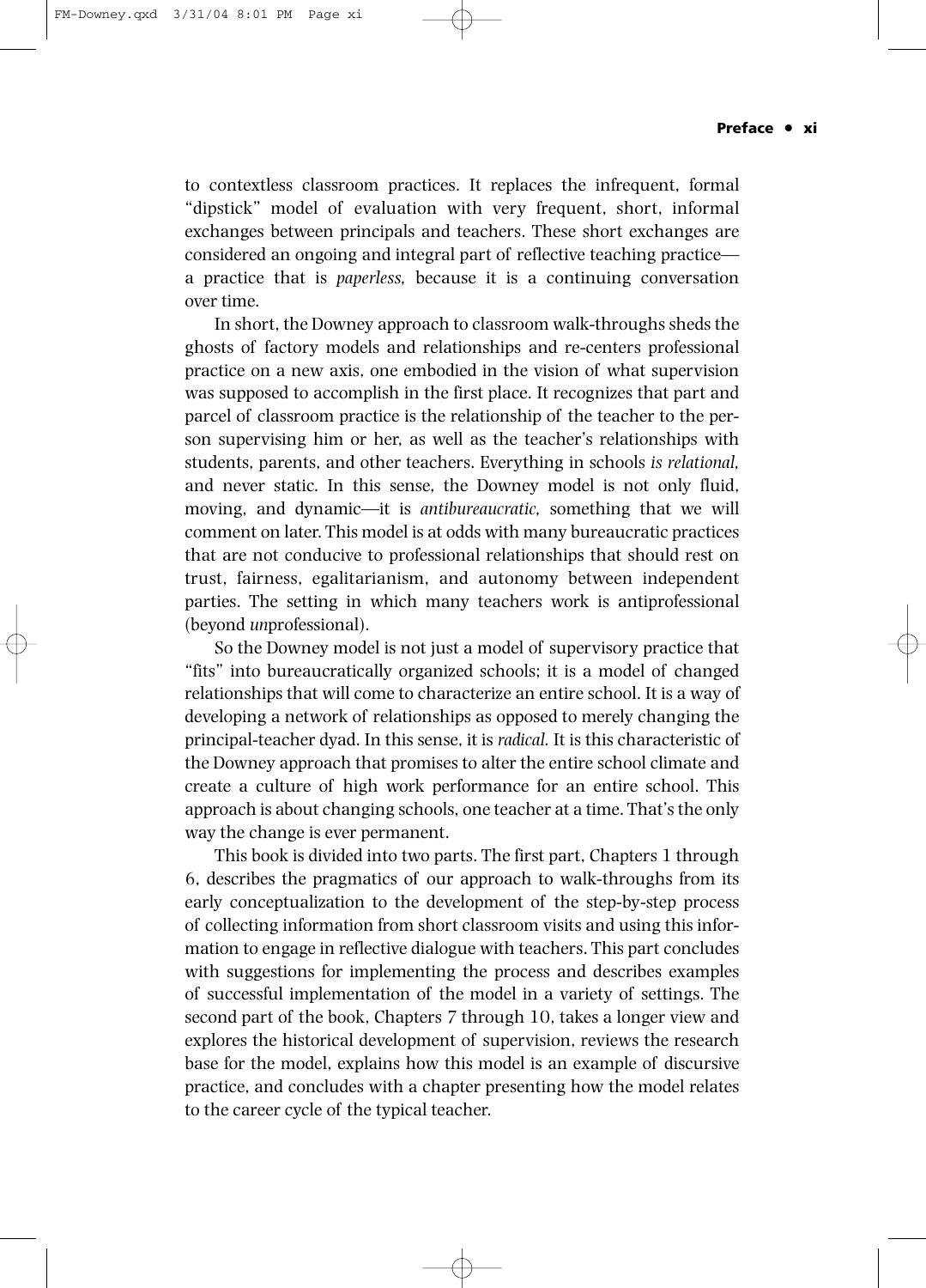to contextless classroom practices. It replaces the infrequent, formal "dipstick" model of evaluation with very frequent, short, informal exchanges between principals and teachers. These short exchanges are considered an ongoing and integral part of reflective teaching practice—a practice that is *paperless,* because it is a continuing conversation over time.

In short, the Downey approach to classroom walk-throughs sheds the ghosts of factory models and relationships and re-centers professional practice on a new axis, one embodied in the vision of what supervision was supposed to accomplish in the first place. It recognizes that part and parcel of classroom practice is the relationship of the teacher to the person supervising him or her, as well as the teacher's relationships with students, parents, and other teachers. Everything in schools *is relational,* and never static. In this sense, the Downey model is not only fluid, moving, and dynamic—it is *antibureaucratic,* something that we will comment on later. This model is at odds with many bureaucratic practices that are not conducive to professional relationships that should rest on trust, fairness, egalitarianism, and autonomy between independent parties. The setting in which many teachers work is antiprofessional (beyond *un*professional).

So the Downey model is not just a model of supervisory practice that "fits" into bureaucratically organized schools; it is a model of changed relationships that will come to characterize an entire school. It is a way of developing a network of relationships as opposed to merely changing the principal-teacher dyad. In this sense, it is *radical.* It is this characteristic of the Downey approach that promises to alter the entire school climate and create a culture of high work performance for an entire school. This approach is about changing schools, one teacher at a time. That's the only way the change is ever permanent.

This book is divided into two parts. The first part, Chapters 1 through 6, describes the pragmatics of our approach to walk-throughs from its early conceptualization to the development of the step-by-step process of collecting information from short classroom visits and using this information to engage in reflective dialogue with teachers. This part concludes with suggestions for implementing the process and describes examples of successful implementation of the model in a variety of settings. The second part of the book, Chapters 7 through 10, takes a longer view and explores the historical development of supervision, reviews the research base for the model, explains how this model is an example of discursive practice, and concludes with a chapter presenting how the model relates to the career cycle of the typical teacher.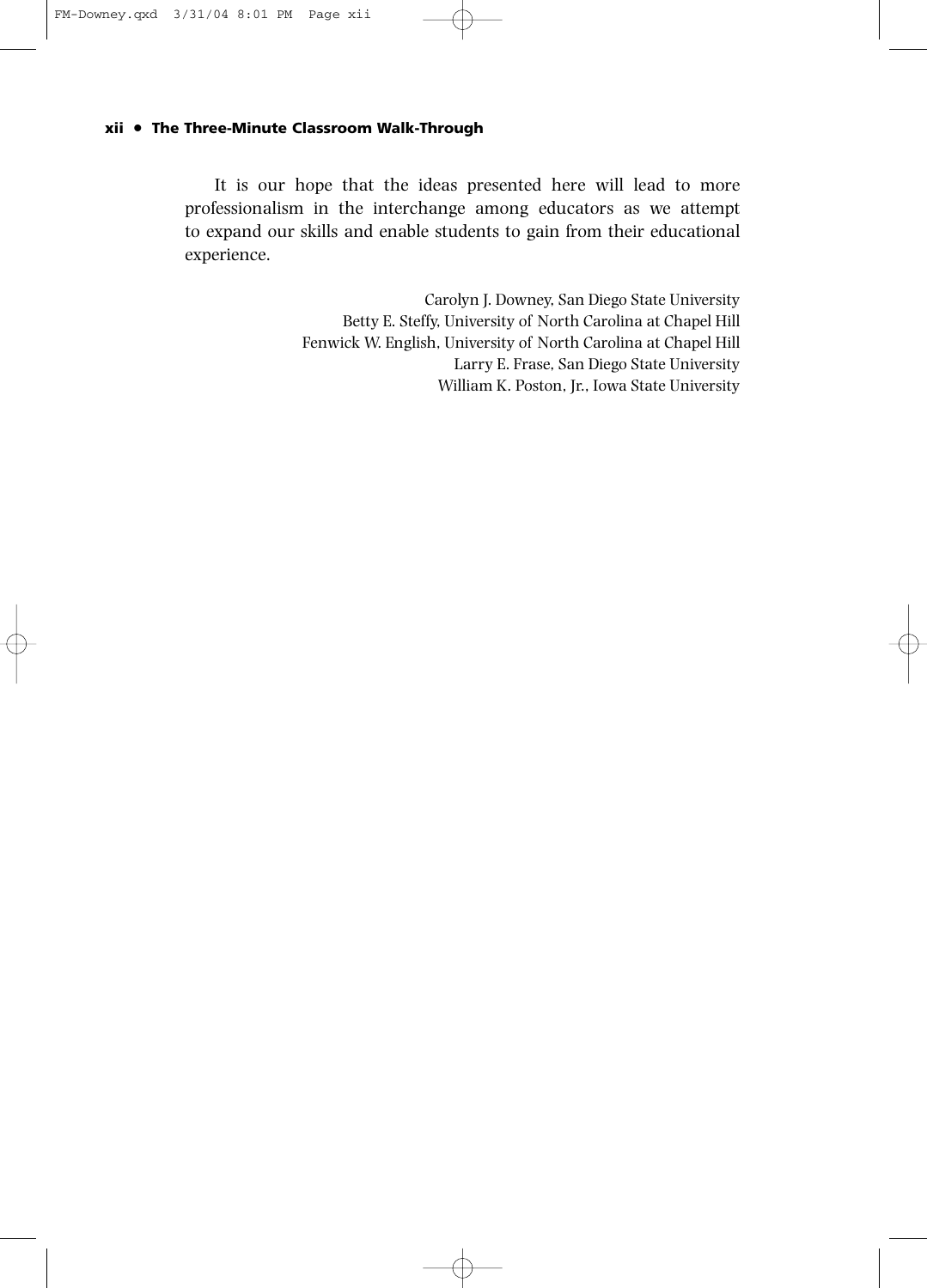It is our hope that the ideas presented here will lead to more professionalism in the interchange among educators as we attempt to expand our skills and enable students to gain from their educational experience.

Carolyn J. Downey, San Diego State University
Betty E. Steffy, University of North Carolina at Chapel Hill
Fenwick W. English, University of North Carolina at Chapel Hill
Larry E. Frase, San Diego State University
William K. Poston, Jr., Iowa State University